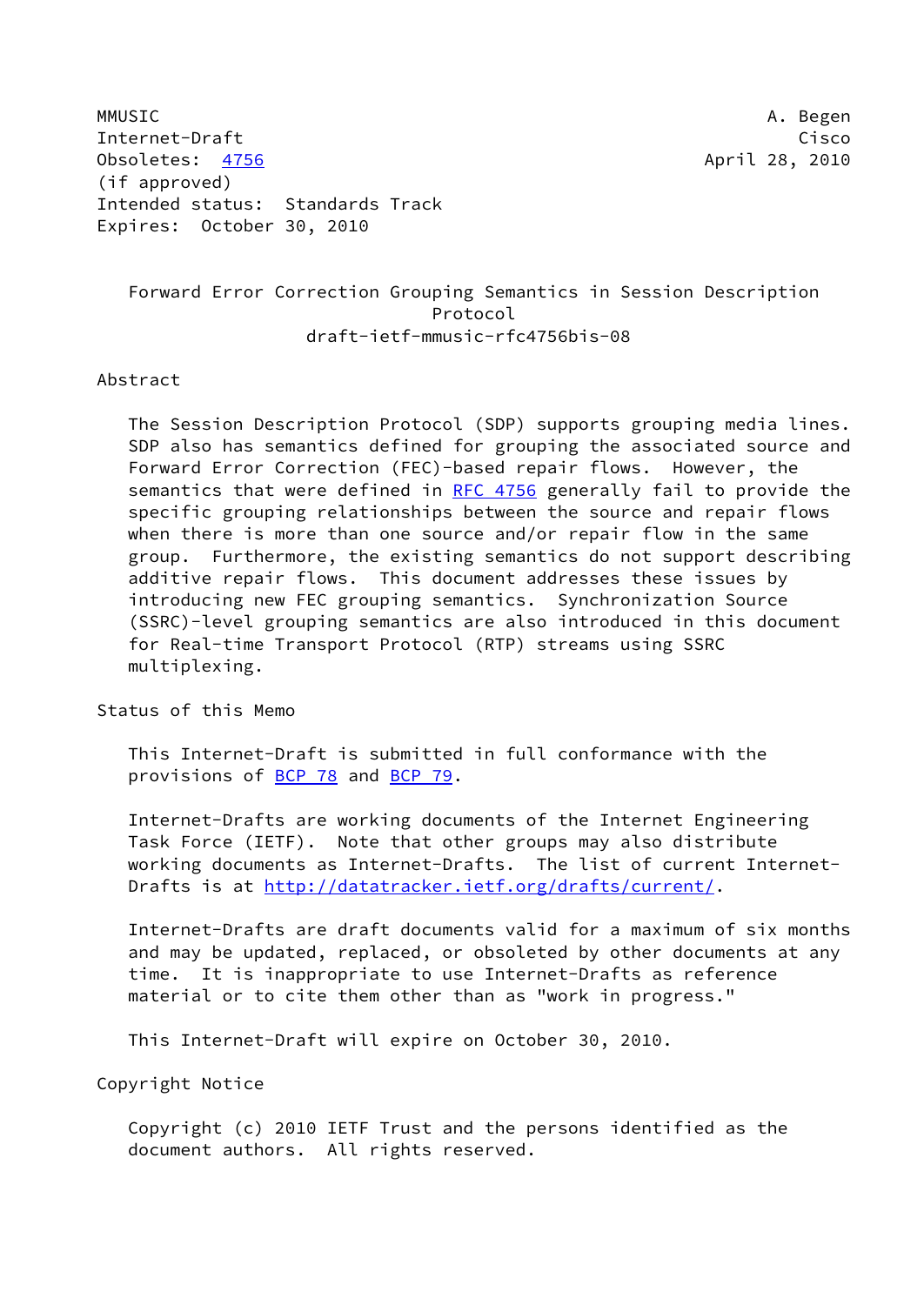MMUSIC A. Begen
Internet-Draft Cisco
Obsoletes: 4756 April 28, 2010
(if approved)
Intended status: Standards Track
Expires: October 30, 2010

# Forward Error Correction Grouping Semantics in Session Description Protocol
draft-ietf-mmusic-rfc4756bis-08

## Abstract

The Session Description Protocol (SDP) supports grouping media lines. SDP also has semantics defined for grouping the associated source and Forward Error Correction (FEC)-based repair flows. However, the semantics that were defined in RFC 4756 generally fail to provide the specific grouping relationships between the source and repair flows when there is more than one source and/or repair flow in the same group. Furthermore, the existing semantics do not support describing additive repair flows. This document addresses these issues by introducing new FEC grouping semantics. Synchronization Source (SSRC)-level grouping semantics are also introduced in this document for Real-time Transport Protocol (RTP) streams using SSRC multiplexing.

## Status of this Memo

This Internet-Draft is submitted in full conformance with the provisions of BCP 78 and BCP 79.

Internet-Drafts are working documents of the Internet Engineering Task Force (IETF). Note that other groups may also distribute working documents as Internet-Drafts. The list of current Internet-Drafts is at http://datatracker.ietf.org/drafts/current/.

Internet-Drafts are draft documents valid for a maximum of six months and may be updated, replaced, or obsoleted by other documents at any time. It is inappropriate to use Internet-Drafts as reference material or to cite them other than as "work in progress."

This Internet-Draft will expire on October 30, 2010.

## Copyright Notice

Copyright (c) 2010 IETF Trust and the persons identified as the document authors. All rights reserved.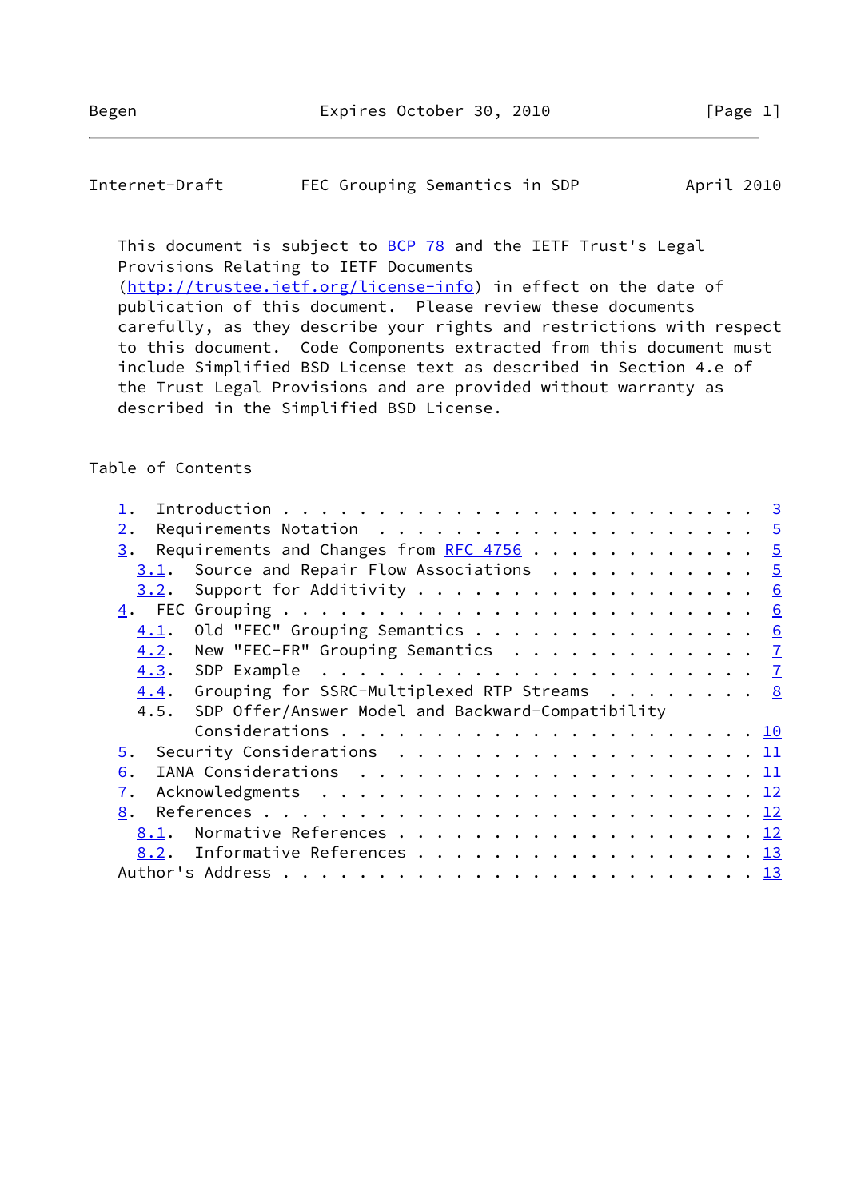This document is subject to BCP 78 and the IETF Trust's Legal Provisions Relating to IETF Documents (http://trustee.ietf.org/license-info) in effect on the date of publication of this document. Please review these documents carefully, as they describe your rights and restrictions with respect to this document. Code Components extracted from this document must include Simplified BSD License text as described in Section 4.e of the Trust Legal Provisions and are provided without warranty as described in the Simplified BSD License.

## Table of Contents

```
   1.  Introduction . . . . . . . . . . . . . . . . . . . . . . . .  3
   2.  Requirements Notation  . . . . . . . . . . . . . . . . . . .  5
   3.  Requirements and Changes from RFC 4756 . . . . . . . . . . .  5
     3.1.  Source and Repair Flow Associations  . . . . . . . . . .  5
     3.2.  Support for Additivity . . . . . . . . . . . . . . . . .  6
   4.  FEC Grouping . . . . . . . . . . . . . . . . . . . . . . . .  6
     4.1.  Old "FEC" Grouping Semantics . . . . . . . . . . . . . .  6
     4.2.  New "FEC-FR" Grouping Semantics  . . . . . . . . . . . .  7
     4.3.  SDP Example  . . . . . . . . . . . . . . . . . . . . . .  7
     4.4.  Grouping for SSRC-Multiplexed RTP Streams  . . . . . . .  8
     4.5.  SDP Offer/Answer Model and Backward-Compatibility
           Considerations . . . . . . . . . . . . . . . . . . . . . 10
   5.  Security Considerations  . . . . . . . . . . . . . . . . . . 11
   6.  IANA Considerations  . . . . . . . . . . . . . . . . . . . . 11
   7.  Acknowledgments  . . . . . . . . . . . . . . . . . . . . . . 12
   8.  References . . . . . . . . . . . . . . . . . . . . . . . . . 12
     8.1.  Normative References . . . . . . . . . . . . . . . . . . 12
     8.2.  Informative References . . . . . . . . . . . . . . . . . 13
   Author's Address . . . . . . . . . . . . . . . . . . . . . . . . 13
```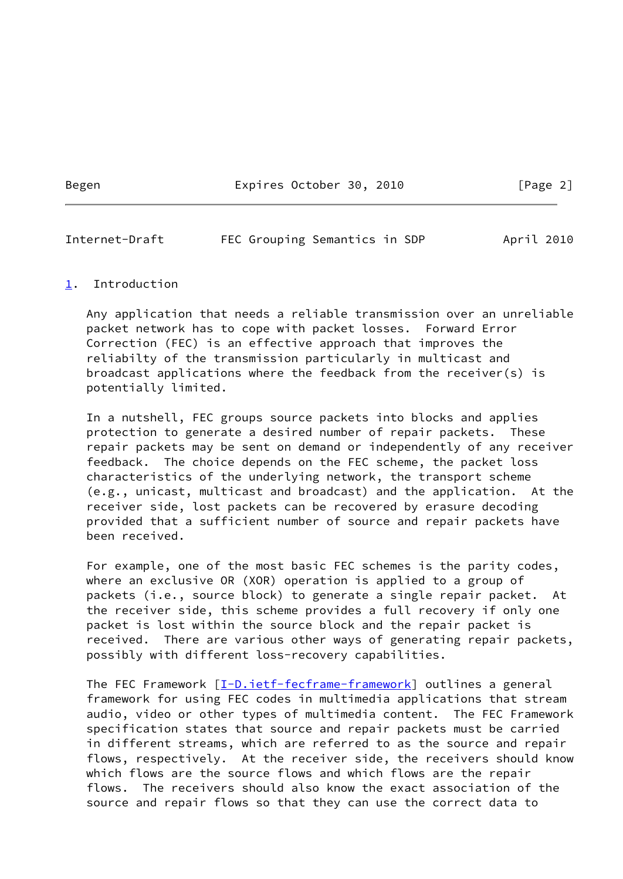## 1. Introduction

Any application that needs a reliable transmission over an unreliable packet network has to cope with packet losses. Forward Error Correction (FEC) is an effective approach that improves the reliabilty of the transmission particularly in multicast and broadcast applications where the feedback from the receiver(s) is potentially limited.

In a nutshell, FEC groups source packets into blocks and applies protection to generate a desired number of repair packets. These repair packets may be sent on demand or independently of any receiver feedback. The choice depends on the FEC scheme, the packet loss characteristics of the underlying network, the transport scheme (e.g., unicast, multicast and broadcast) and the application. At the receiver side, lost packets can be recovered by erasure decoding provided that a sufficient number of source and repair packets have been received.

For example, one of the most basic FEC schemes is the parity codes, where an exclusive OR (XOR) operation is applied to a group of packets (i.e., source block) to generate a single repair packet. At the receiver side, this scheme provides a full recovery if only one packet is lost within the source block and the repair packet is received. There are various other ways of generating repair packets, possibly with different loss-recovery capabilities.

The FEC Framework [I-D.ietf-fecframe-framework] outlines a general framework for using FEC codes in multimedia applications that stream audio, video or other types of multimedia content. The FEC Framework specification states that source and repair packets must be carried in different streams, which are referred to as the source and repair flows, respectively. At the receiver side, the receivers should know which flows are the source flows and which flows are the repair flows. The receivers should also know the exact association of the source and repair flows so that they can use the correct data to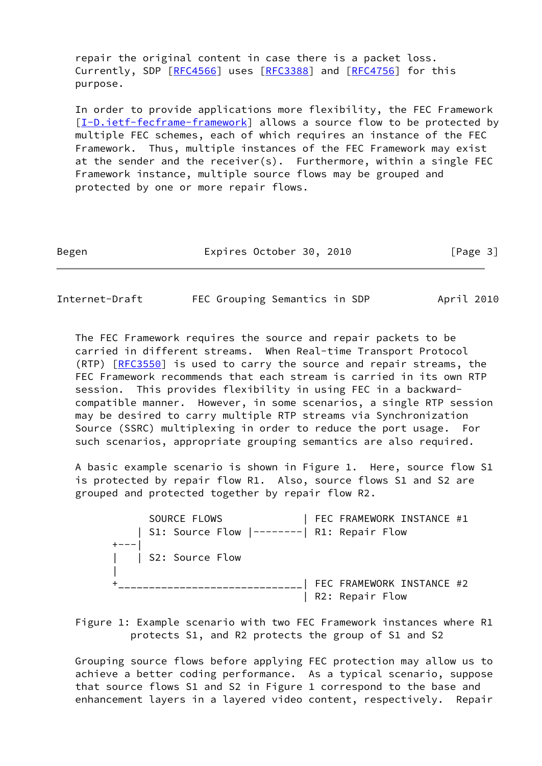repair the original content in case there is a packet loss. Currently, SDP [RFC4566] uses [RFC3388] and [RFC4756] for this purpose.

In order to provide applications more flexibility, the FEC Framework [I-D.ietf-fecframe-framework] allows a source flow to be protected by multiple FEC schemes, each of which requires an instance of the FEC Framework. Thus, multiple instances of the FEC Framework may exist at the sender and the receiver(s). Furthermore, within a single FEC Framework instance, multiple source flows may be grouped and protected by one or more repair flows.

The FEC Framework requires the source and repair packets to be carried in different streams. When Real-time Transport Protocol (RTP) [RFC3550] is used to carry the source and repair streams, the FEC Framework recommends that each stream is carried in its own RTP session. This provides flexibility in using FEC in a backward-compatible manner. However, in some scenarios, a single RTP session may be desired to carry multiple RTP streams via Synchronization Source (SSRC) multiplexing in order to reduce the port usage. For such scenarios, appropriate grouping semantics are also required.

A basic example scenario is shown in Figure 1. Here, source flow S1 is protected by repair flow R1. Also, source flows S1 and S2 are grouped and protected together by repair flow R2.

```
          SOURCE FLOWS             | FEC FRAMEWORK INSTANCE #1
        | S1: Source Flow |--------| R1: Repair Flow
    +---|
    |   | S2: Source Flow
    |
    +______________________________| FEC FRAMEWORK INSTANCE #2
                                   | R2: Repair Flow
```

Figure 1: Example scenario with two FEC Framework instances where R1 protects S1, and R2 protects the group of S1 and S2

Grouping source flows before applying FEC protection may allow us to achieve a better coding performance. As a typical scenario, suppose that source flows S1 and S2 in Figure 1 correspond to the base and enhancement layers in a layered video content, respectively. Repair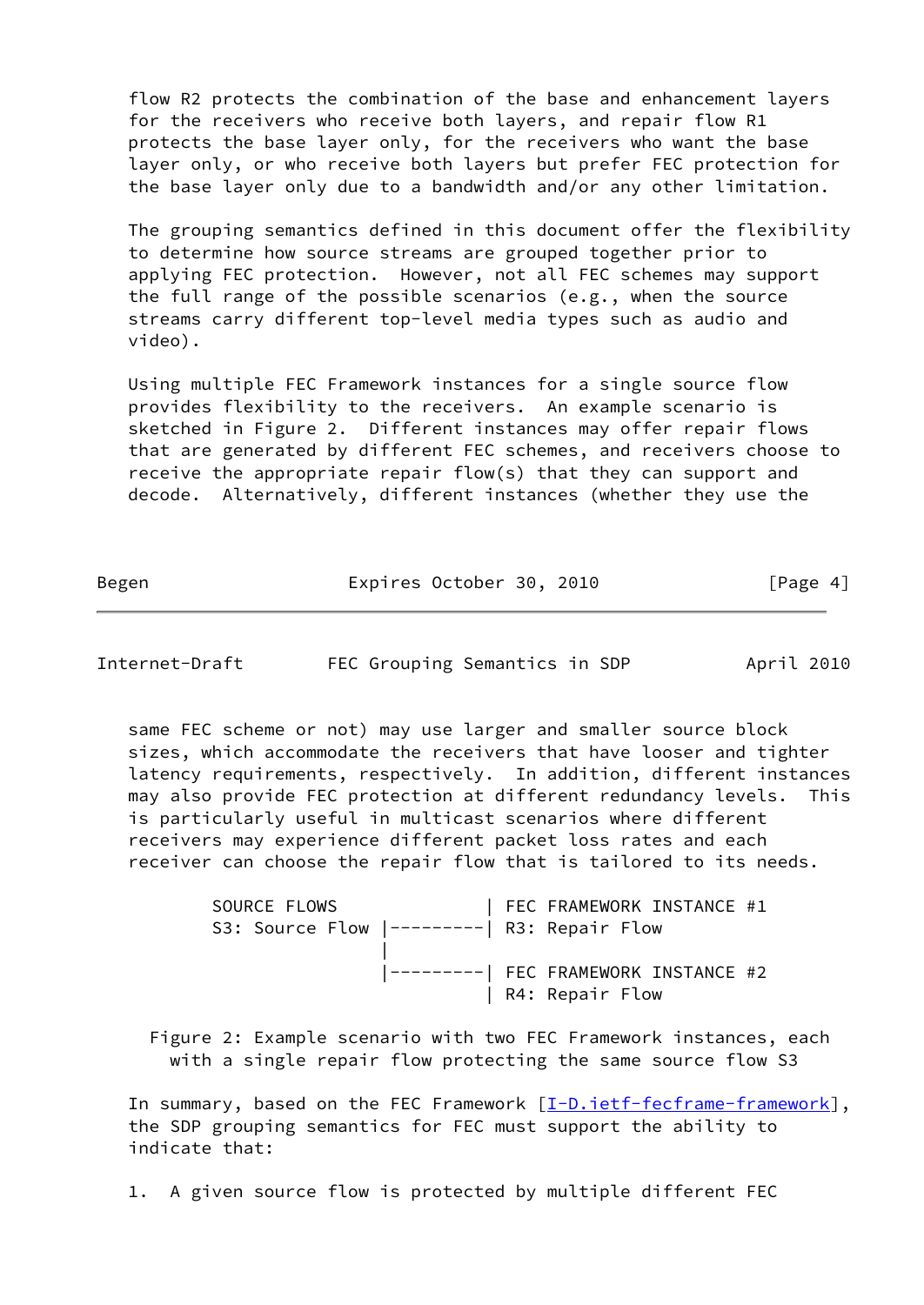flow R2 protects the combination of the base and enhancement layers for the receivers who receive both layers, and repair flow R1 protects the base layer only, for the receivers who want the base layer only, or who receive both layers but prefer FEC protection for the base layer only due to a bandwidth and/or any other limitation.

The grouping semantics defined in this document offer the flexibility to determine how source streams are grouped together prior to applying FEC protection. However, not all FEC schemes may support the full range of the possible scenarios (e.g., when the source streams carry different top-level media types such as audio and video).

Using multiple FEC Framework instances for a single source flow provides flexibility to the receivers. An example scenario is sketched in Figure 2. Different instances may offer repair flows that are generated by different FEC schemes, and receivers choose to receive the appropriate repair flow(s) that they can support and decode. Alternatively, different instances (whether they use the same FEC scheme or not) may use larger and smaller source block sizes, which accommodate the receivers that have looser and tighter latency requirements, respectively. In addition, different instances may also provide FEC protection at different redundancy levels. This is particularly useful in multicast scenarios where different receivers may experience different packet loss rates and each receiver can choose the repair flow that is tailored to its needs.

```
SOURCE FLOWS                | FEC FRAMEWORK INSTANCE #1
S3: Source Flow |---------| R3: Repair Flow
                |
                |---------| FEC FRAMEWORK INSTANCE #2
                          | R4: Repair Flow
```

Figure 2: Example scenario with two FEC Framework instances, each with a single repair flow protecting the same source flow S3

In summary, based on the FEC Framework [I-D.ietf-fecframe-framework], the SDP grouping semantics for FEC must support the ability to indicate that:

1. A given source flow is protected by multiple different FEC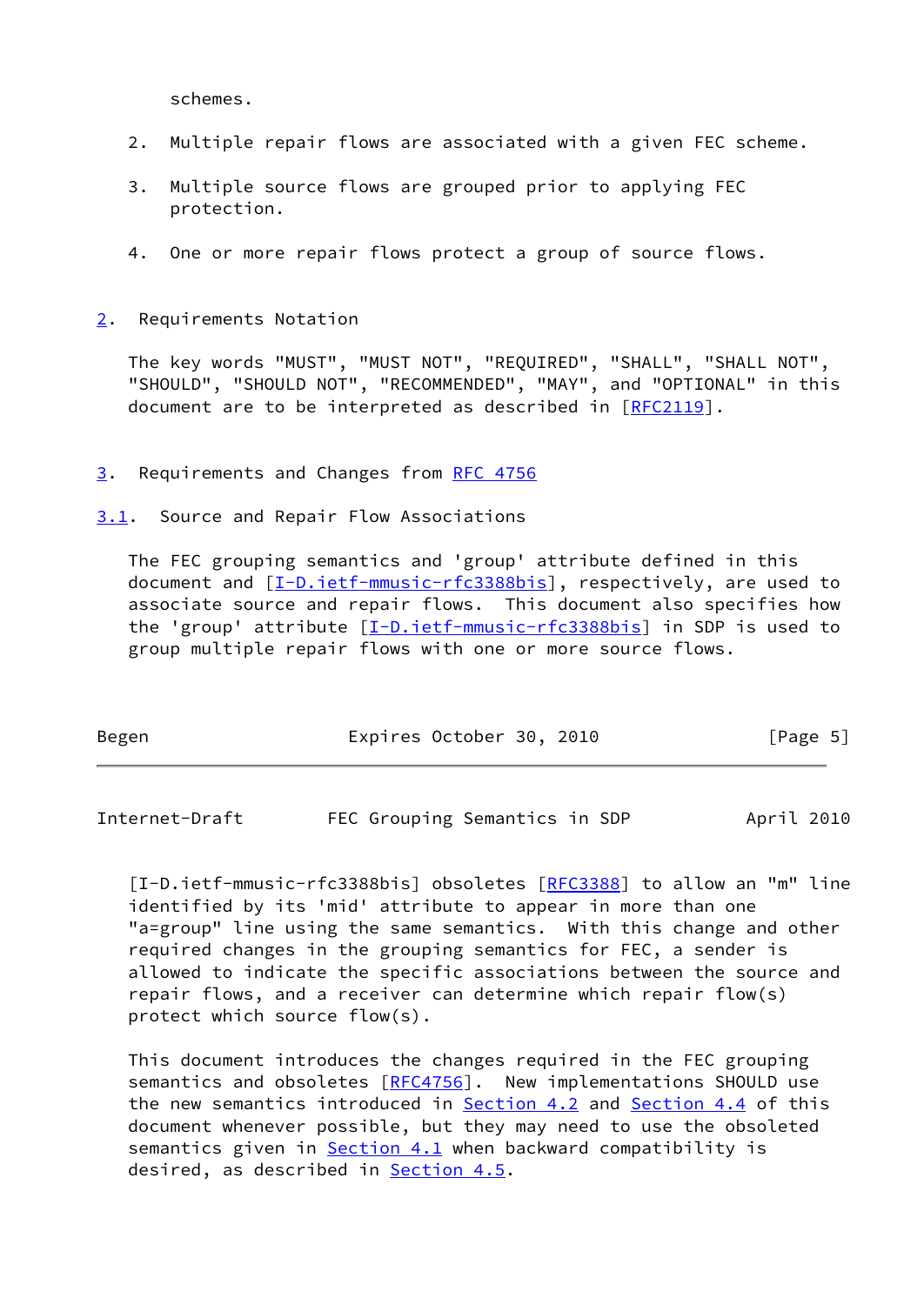schemes.

2. Multiple repair flows are associated with a given FEC scheme.

3. Multiple source flows are grouped prior to applying FEC protection.

4. One or more repair flows protect a group of source flows.

## 2. Requirements Notation

The key words "MUST", "MUST NOT", "REQUIRED", "SHALL", "SHALL NOT", "SHOULD", "SHOULD NOT", "RECOMMENDED", "MAY", and "OPTIONAL" in this document are to be interpreted as described in [RFC2119].

## 3. Requirements and Changes from RFC 4756

### 3.1. Source and Repair Flow Associations

The FEC grouping semantics and 'group' attribute defined in this document and [I-D.ietf-mmusic-rfc3388bis], respectively, are used to associate source and repair flows. This document also specifies how the 'group' attribute [I-D.ietf-mmusic-rfc3388bis] in SDP is used to group multiple repair flows with one or more source flows.

[I-D.ietf-mmusic-rfc3388bis] obsoletes [RFC3388] to allow an "m" line identified by its 'mid' attribute to appear in more than one "a=group" line using the same semantics. With this change and other required changes in the grouping semantics for FEC, a sender is allowed to indicate the specific associations between the source and repair flows, and a receiver can determine which repair flow(s) protect which source flow(s).

This document introduces the changes required in the FEC grouping semantics and obsoletes [RFC4756]. New implementations SHOULD use the new semantics introduced in Section 4.2 and Section 4.4 of this document whenever possible, but they may need to use the obsoleted semantics given in Section 4.1 when backward compatibility is desired, as described in Section 4.5.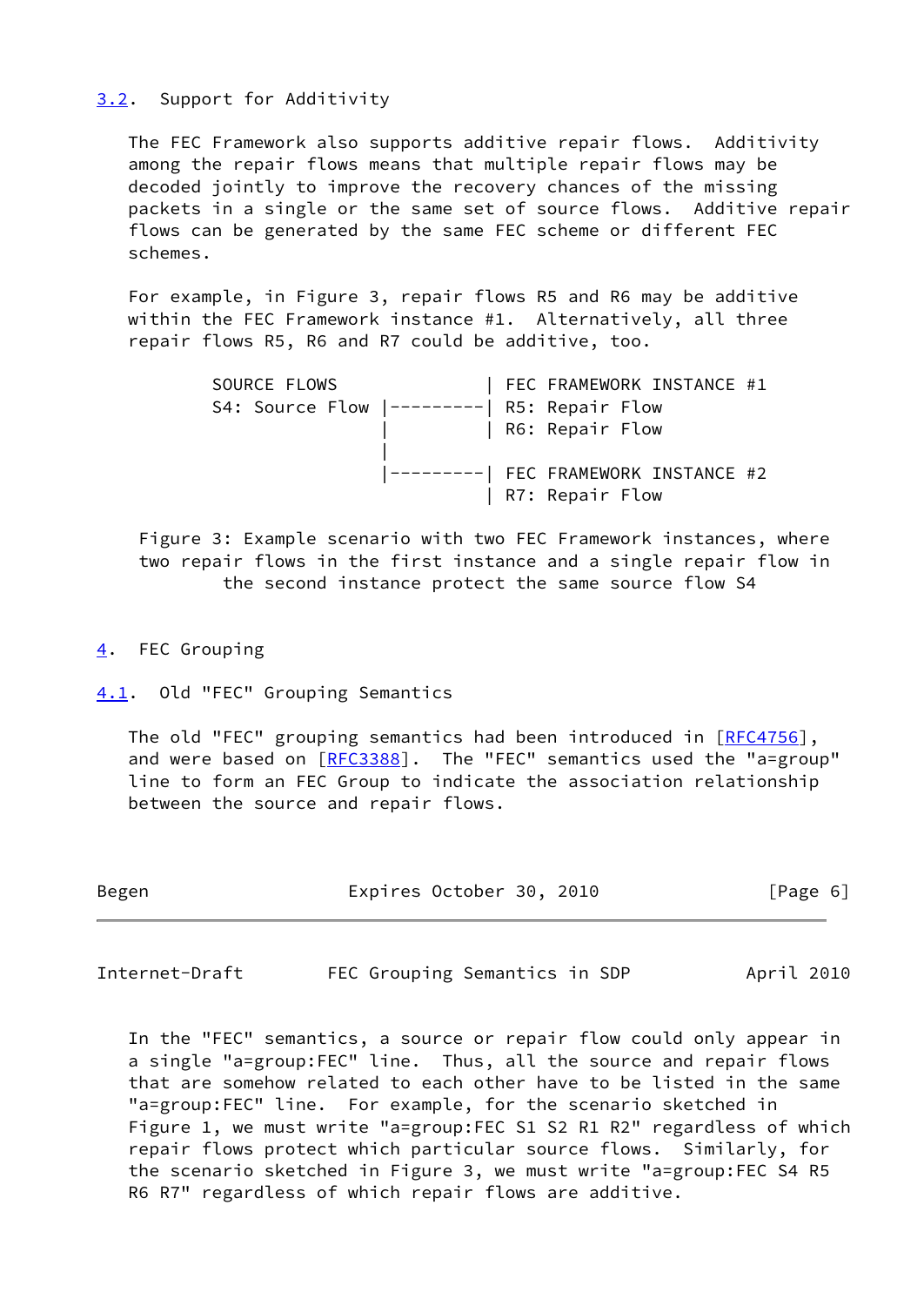### 3.2. Support for Additivity

The FEC Framework also supports additive repair flows. Additivity among the repair flows means that multiple repair flows may be decoded jointly to improve the recovery chances of the missing packets in a single or the same set of source flows. Additive repair flows can be generated by the same FEC scheme or different FEC schemes.

For example, in Figure 3, repair flows R5 and R6 may be additive within the FEC Framework instance #1. Alternatively, all three repair flows R5, R6 and R7 could be additive, too.

```
        SOURCE FLOWS               | FEC FRAMEWORK INSTANCE #1
        S4: Source Flow |---------| R5: Repair Flow
                        |         | R6: Repair Flow
                        |
                        |---------| FEC FRAMEWORK INSTANCE #2
                                  | R7: Repair Flow
```

Figure 3: Example scenario with two FEC Framework instances, where two repair flows in the first instance and a single repair flow in the second instance protect the same source flow S4

## 4. FEC Grouping

### 4.1. Old "FEC" Grouping Semantics

The old "FEC" grouping semantics had been introduced in [RFC4756], and were based on [RFC3388]. The "FEC" semantics used the "a=group" line to form an FEC Group to indicate the association relationship between the source and repair flows.

In the "FEC" semantics, a source or repair flow could only appear in a single "a=group:FEC" line. Thus, all the source and repair flows that are somehow related to each other have to be listed in the same "a=group:FEC" line. For example, for the scenario sketched in Figure 1, we must write "a=group:FEC S1 S2 R1 R2" regardless of which repair flows protect which particular source flows. Similarly, for the scenario sketched in Figure 3, we must write "a=group:FEC S4 R5 R6 R7" regardless of which repair flows are additive.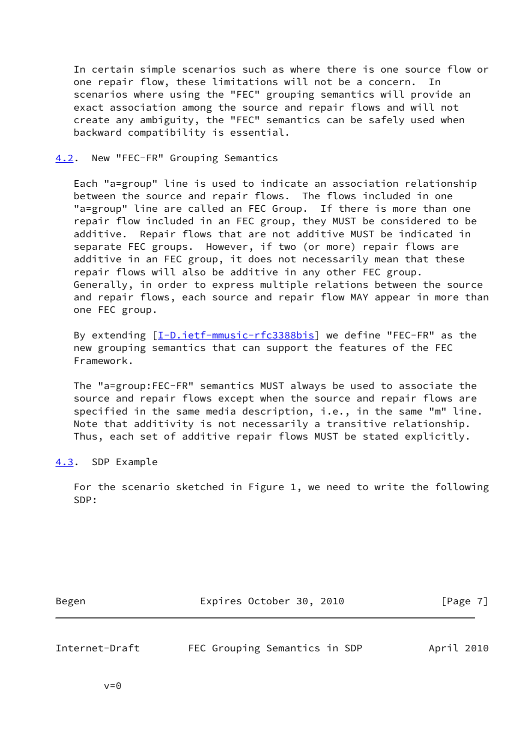In certain simple scenarios such as where there is one source flow or one repair flow, these limitations will not be a concern. In scenarios where using the "FEC" grouping semantics will provide an exact association among the source and repair flows and will not create any ambiguity, the "FEC" semantics can be safely used when backward compatibility is essential.

## 4.2. New "FEC-FR" Grouping Semantics

Each "a=group" line is used to indicate an association relationship between the source and repair flows. The flows included in one "a=group" line are called an FEC Group. If there is more than one repair flow included in an FEC group, they MUST be considered to be additive. Repair flows that are not additive MUST be indicated in separate FEC groups. However, if two (or more) repair flows are additive in an FEC group, it does not necessarily mean that these repair flows will also be additive in any other FEC group. Generally, in order to express multiple relations between the source and repair flows, each source and repair flow MAY appear in more than one FEC group.

By extending [I-D.ietf-mmusic-rfc3388bis] we define "FEC-FR" as the new grouping semantics that can support the features of the FEC Framework.

The "a=group:FEC-FR" semantics MUST always be used to associate the source and repair flows except when the source and repair flows are specified in the same media description, i.e., in the same "m" line. Note that additivity is not necessarily a transitive relationship. Thus, each set of additive repair flows MUST be stated explicitly.

## 4.3. SDP Example

For the scenario sketched in Figure 1, we need to write the following SDP:

```
        v=0
```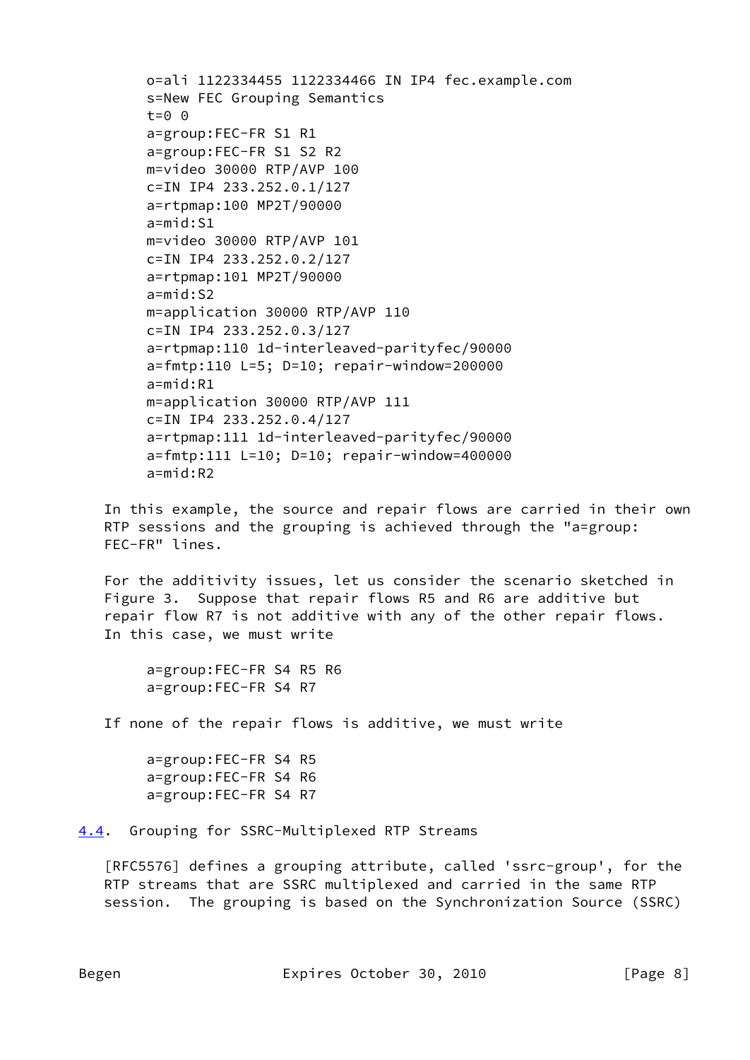```
o=ali 1122334455 1122334466 IN IP4 fec.example.com
s=New FEC Grouping Semantics
t=0 0
a=group:FEC-FR S1 R1
a=group:FEC-FR S1 S2 R2
m=video 30000 RTP/AVP 100
c=IN IP4 233.252.0.1/127
a=rtpmap:100 MP2T/90000
a=mid:S1
m=video 30000 RTP/AVP 101
c=IN IP4 233.252.0.2/127
a=rtpmap:101 MP2T/90000
a=mid:S2
m=application 30000 RTP/AVP 110
c=IN IP4 233.252.0.3/127
a=rtpmap:110 1d-interleaved-parityfec/90000
a=fmtp:110 L=5; D=10; repair-window=200000
a=mid:R1
m=application 30000 RTP/AVP 111
c=IN IP4 233.252.0.4/127
a=rtpmap:111 1d-interleaved-parityfec/90000
a=fmtp:111 L=10; D=10; repair-window=400000
a=mid:R2
```

In this example, the source and repair flows are carried in their own RTP sessions and the grouping is achieved through the "a=group: FEC-FR" lines.

For the additivity issues, let us consider the scenario sketched in Figure 3. Suppose that repair flows R5 and R6 are additive but repair flow R7 is not additive with any of the other repair flows. In this case, we must write

```
a=group:FEC-FR S4 R5 R6
a=group:FEC-FR S4 R7
```

If none of the repair flows is additive, we must write

```
a=group:FEC-FR S4 R5
a=group:FEC-FR S4 R6
a=group:FEC-FR S4 R7
```

### 4.4. Grouping for SSRC-Multiplexed RTP Streams

[RFC5576] defines a grouping attribute, called 'ssrc-group', for the RTP streams that are SSRC multiplexed and carried in the same RTP session. The grouping is based on the Synchronization Source (SSRC)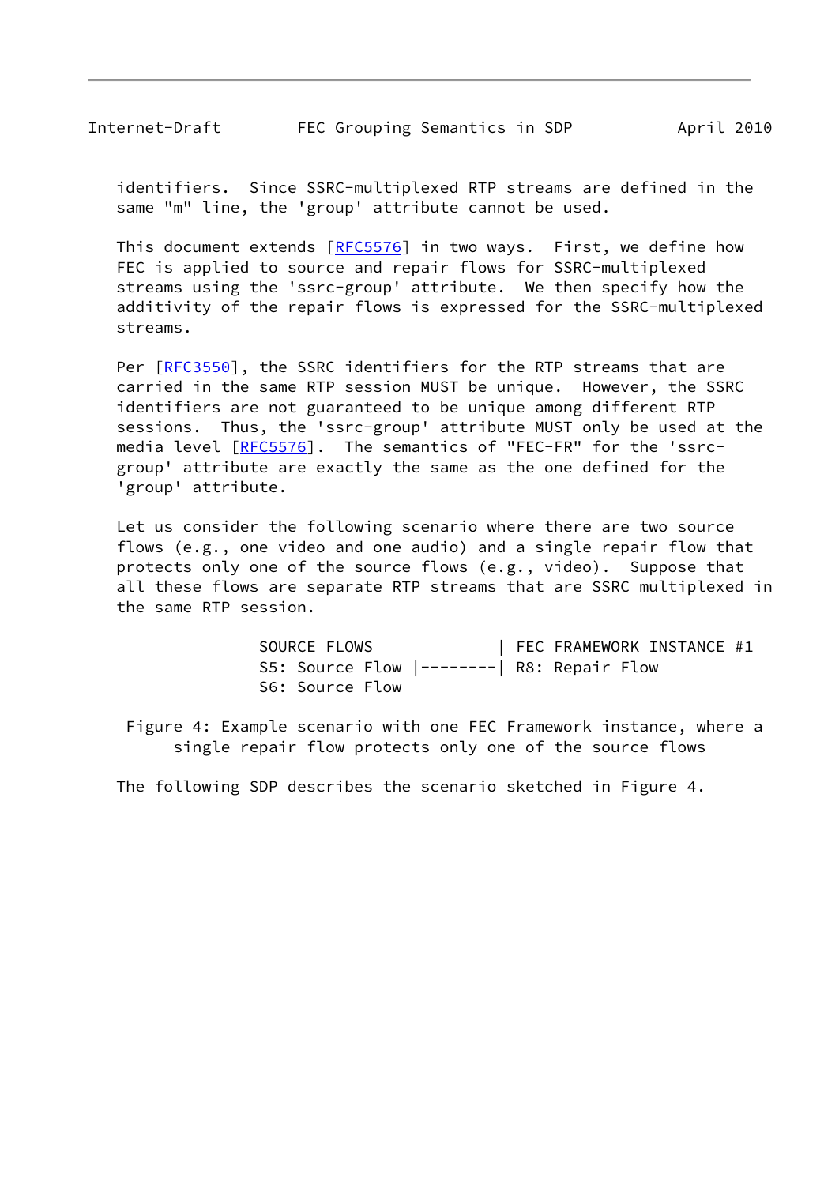identifiers. Since SSRC-multiplexed RTP streams are defined in the same "m" line, the 'group' attribute cannot be used.

This document extends [RFC5576] in two ways. First, we define how FEC is applied to source and repair flows for SSRC-multiplexed streams using the 'ssrc-group' attribute. We then specify how the additivity of the repair flows is expressed for the SSRC-multiplexed streams.

Per [RFC3550], the SSRC identifiers for the RTP streams that are carried in the same RTP session MUST be unique. However, the SSRC identifiers are not guaranteed to be unique among different RTP sessions. Thus, the 'ssrc-group' attribute MUST only be used at the media level [RFC5576]. The semantics of "FEC-FR" for the 'ssrc-group' attribute are exactly the same as the one defined for the 'group' attribute.

Let us consider the following scenario where there are two source flows (e.g., one video and one audio) and a single repair flow that protects only one of the source flows (e.g., video). Suppose that all these flows are separate RTP streams that are SSRC multiplexed in the same RTP session.

```
SOURCE FLOWS               | FEC FRAMEWORK INSTANCE #1
S5: Source Flow |--------| R8: Repair Flow
S6: Source Flow
```

Figure 4: Example scenario with one FEC Framework instance, where a single repair flow protects only one of the source flows

The following SDP describes the scenario sketched in Figure 4.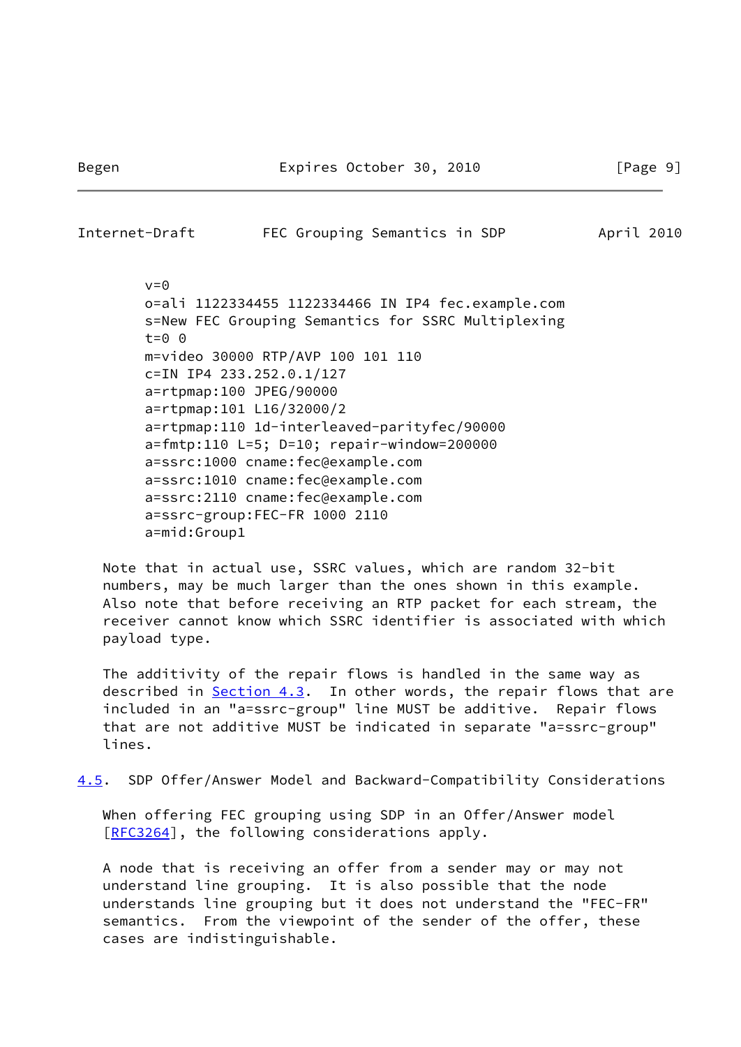```
v=0
o=ali 1122334455 1122334466 IN IP4 fec.example.com
s=New FEC Grouping Semantics for SSRC Multiplexing
t=0 0
m=video 30000 RTP/AVP 100 101 110
c=IN IP4 233.252.0.1/127
a=rtpmap:100 JPEG/90000
a=rtpmap:101 L16/32000/2
a=rtpmap:110 1d-interleaved-parityfec/90000
a=fmtp:110 L=5; D=10; repair-window=200000
a=ssrc:1000 cname:fec@example.com
a=ssrc:1010 cname:fec@example.com
a=ssrc:2110 cname:fec@example.com
a=ssrc-group:FEC-FR 1000 2110
a=mid:Group1
```

Note that in actual use, SSRC values, which are random 32-bit numbers, may be much larger than the ones shown in this example. Also note that before receiving an RTP packet for each stream, the receiver cannot know which SSRC identifier is associated with which payload type.

The additivity of the repair flows is handled in the same way as described in Section 4.3. In other words, the repair flows that are included in an "a=ssrc-group" line MUST be additive. Repair flows that are not additive MUST be indicated in separate "a=ssrc-group" lines.

### 4.5. SDP Offer/Answer Model and Backward-Compatibility Considerations

When offering FEC grouping using SDP in an Offer/Answer model [RFC3264], the following considerations apply.

A node that is receiving an offer from a sender may or may not understand line grouping. It is also possible that the node understands line grouping but it does not understand the "FEC-FR" semantics. From the viewpoint of the sender of the offer, these cases are indistinguishable.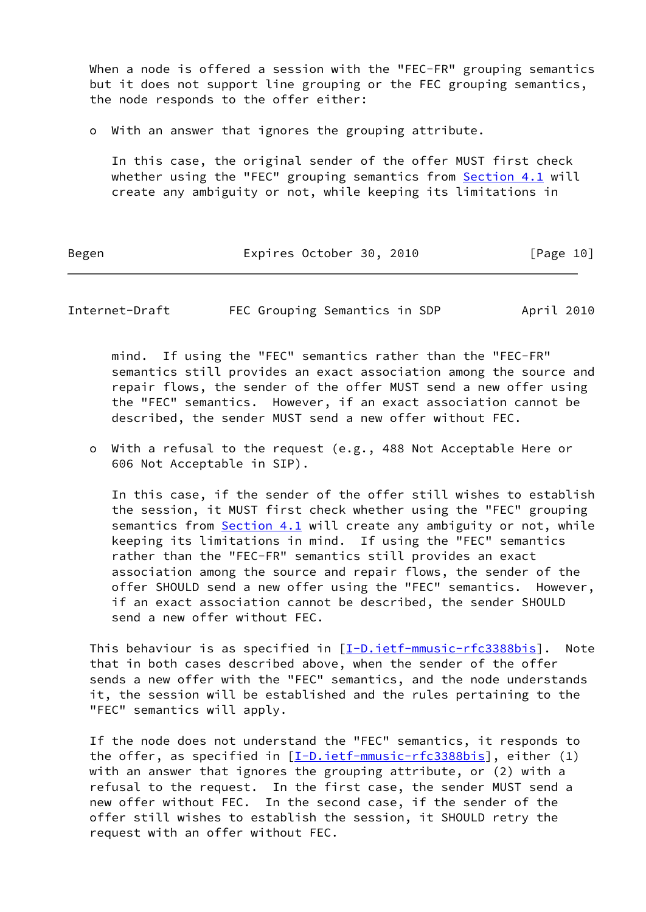When a node is offered a session with the "FEC-FR" grouping semantics but it does not support line grouping or the FEC grouping semantics, the node responds to the offer either:

- With an answer that ignores the grouping attribute.

  In this case, the original sender of the offer MUST first check whether using the "FEC" grouping semantics from Section 4.1 will create any ambiguity or not, while keeping its limitations in mind. If using the "FEC" semantics rather than the "FEC-FR" semantics still provides an exact association among the source and repair flows, the sender of the offer MUST send a new offer using the "FEC" semantics. However, if an exact association cannot be described, the sender MUST send a new offer without FEC.

- With a refusal to the request (e.g., 488 Not Acceptable Here or 606 Not Acceptable in SIP).

  In this case, if the sender of the offer still wishes to establish the session, it MUST first check whether using the "FEC" grouping semantics from Section 4.1 will create any ambiguity or not, while keeping its limitations in mind. If using the "FEC" semantics rather than the "FEC-FR" semantics still provides an exact association among the source and repair flows, the sender of the offer SHOULD send a new offer using the "FEC" semantics. However, if an exact association cannot be described, the sender SHOULD send a new offer without FEC.

This behaviour is as specified in [I-D.ietf-mmusic-rfc3388bis]. Note that in both cases described above, when the sender of the offer sends a new offer with the "FEC" semantics, and the node understands it, the session will be established and the rules pertaining to the "FEC" semantics will apply.

If the node does not understand the "FEC" semantics, it responds to the offer, as specified in [I-D.ietf-mmusic-rfc3388bis], either (1) with an answer that ignores the grouping attribute, or (2) with a refusal to the request. In the first case, the sender MUST send a new offer without FEC. In the second case, if the sender of the offer still wishes to establish the session, it SHOULD retry the request with an offer without FEC.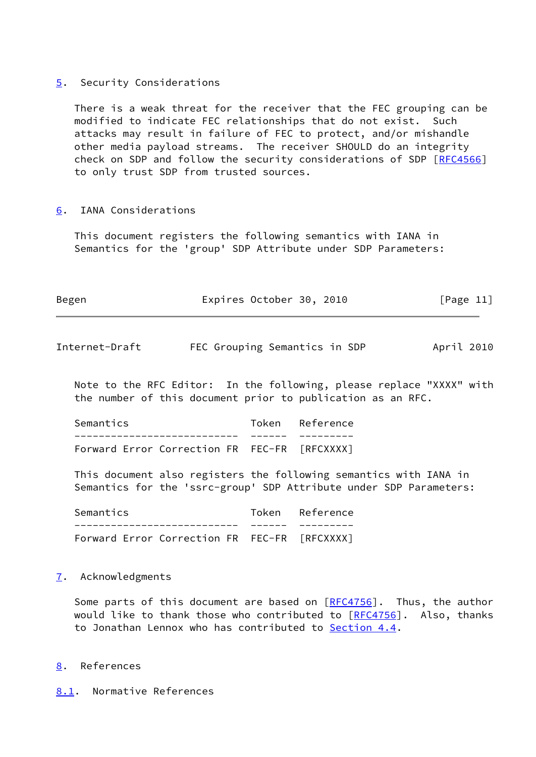## 5. Security Considerations

There is a weak threat for the receiver that the FEC grouping can be modified to indicate FEC relationships that do not exist. Such attacks may result in failure of FEC to protect, and/or mishandle other media payload streams. The receiver SHOULD do an integrity check on SDP and follow the security considerations of SDP [RFC4566] to only trust SDP from trusted sources.

## 6. IANA Considerations

This document registers the following semantics with IANA in Semantics for the 'group' SDP Attribute under SDP Parameters:

Note to the RFC Editor: In the following, please replace "XXXX" with the number of this document prior to publication as an RFC.

| Semantics | Token | Reference |
|---|---|---|
| Forward Error Correction FR | FEC-FR | [RFCXXXX] |

This document also registers the following semantics with IANA in Semantics for the 'ssrc-group' SDP Attribute under SDP Parameters:

| Semantics | Token | Reference |
|---|---|---|
| Forward Error Correction FR | FEC-FR | [RFCXXXX] |

## 7. Acknowledgments

Some parts of this document are based on [RFC4756]. Thus, the author would like to thank those who contributed to [RFC4756]. Also, thanks to Jonathan Lennox who has contributed to Section 4.4.

## 8. References

### 8.1. Normative References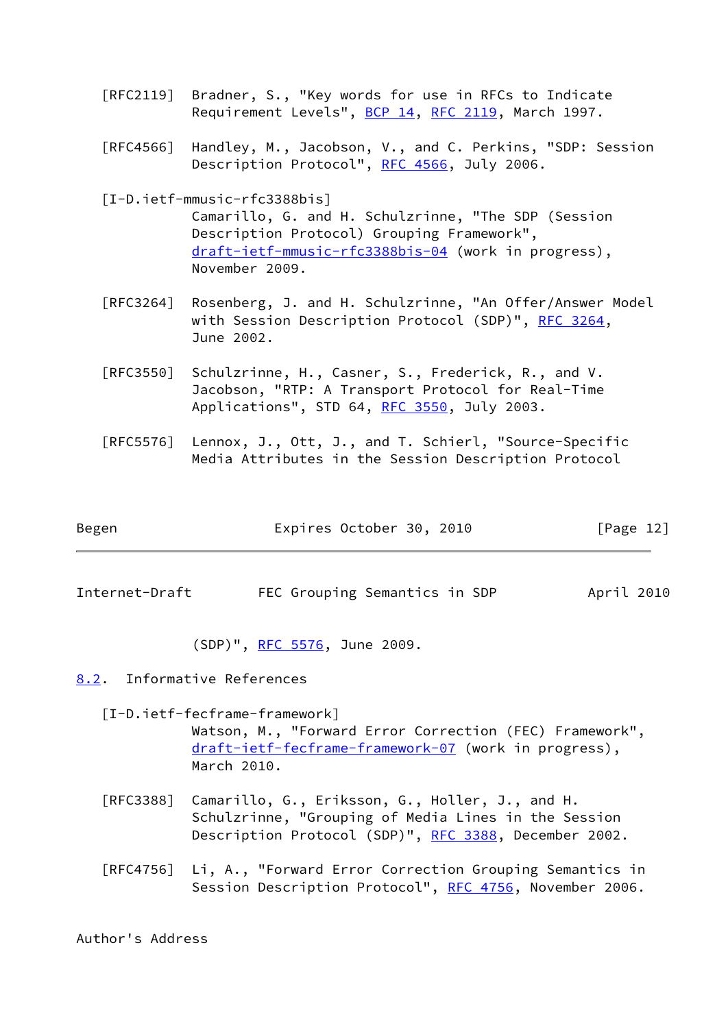[RFC2119] Bradner, S., "Key words for use in RFCs to Indicate Requirement Levels", BCP 14, RFC 2119, March 1997.

[RFC4566] Handley, M., Jacobson, V., and C. Perkins, "SDP: Session Description Protocol", RFC 4566, July 2006.

[I-D.ietf-mmusic-rfc3388bis]
Camarillo, G. and H. Schulzrinne, "The SDP (Session Description Protocol) Grouping Framework", draft-ietf-mmusic-rfc3388bis-04 (work in progress), November 2009.

[RFC3264] Rosenberg, J. and H. Schulzrinne, "An Offer/Answer Model with Session Description Protocol (SDP)", RFC 3264, June 2002.

[RFC3550] Schulzrinne, H., Casner, S., Frederick, R., and V. Jacobson, "RTP: A Transport Protocol for Real-Time Applications", STD 64, RFC 3550, July 2003.

[RFC5576] Lennox, J., Ott, J., and T. Schierl, "Source-Specific Media Attributes in the Session Description Protocol (SDP)", RFC 5576, June 2009.

## 8.2. Informative References

[I-D.ietf-fecframe-framework]
Watson, M., "Forward Error Correction (FEC) Framework", draft-ietf-fecframe-framework-07 (work in progress), March 2010.

[RFC3388] Camarillo, G., Eriksson, G., Holler, J., and H. Schulzrinne, "Grouping of Media Lines in the Session Description Protocol (SDP)", RFC 3388, December 2002.

[RFC4756] Li, A., "Forward Error Correction Grouping Semantics in Session Description Protocol", RFC 4756, November 2006.

Author's Address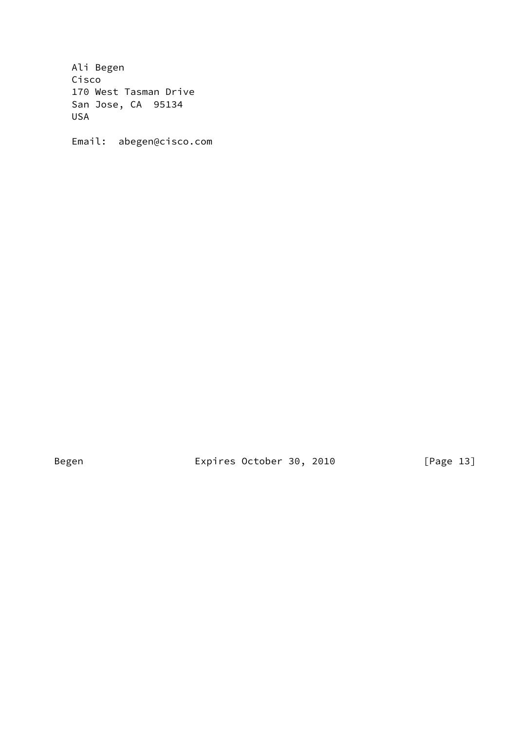Ali Begen
Cisco
170 West Tasman Drive
San Jose, CA  95134
USA

Email:  abegen@cisco.com